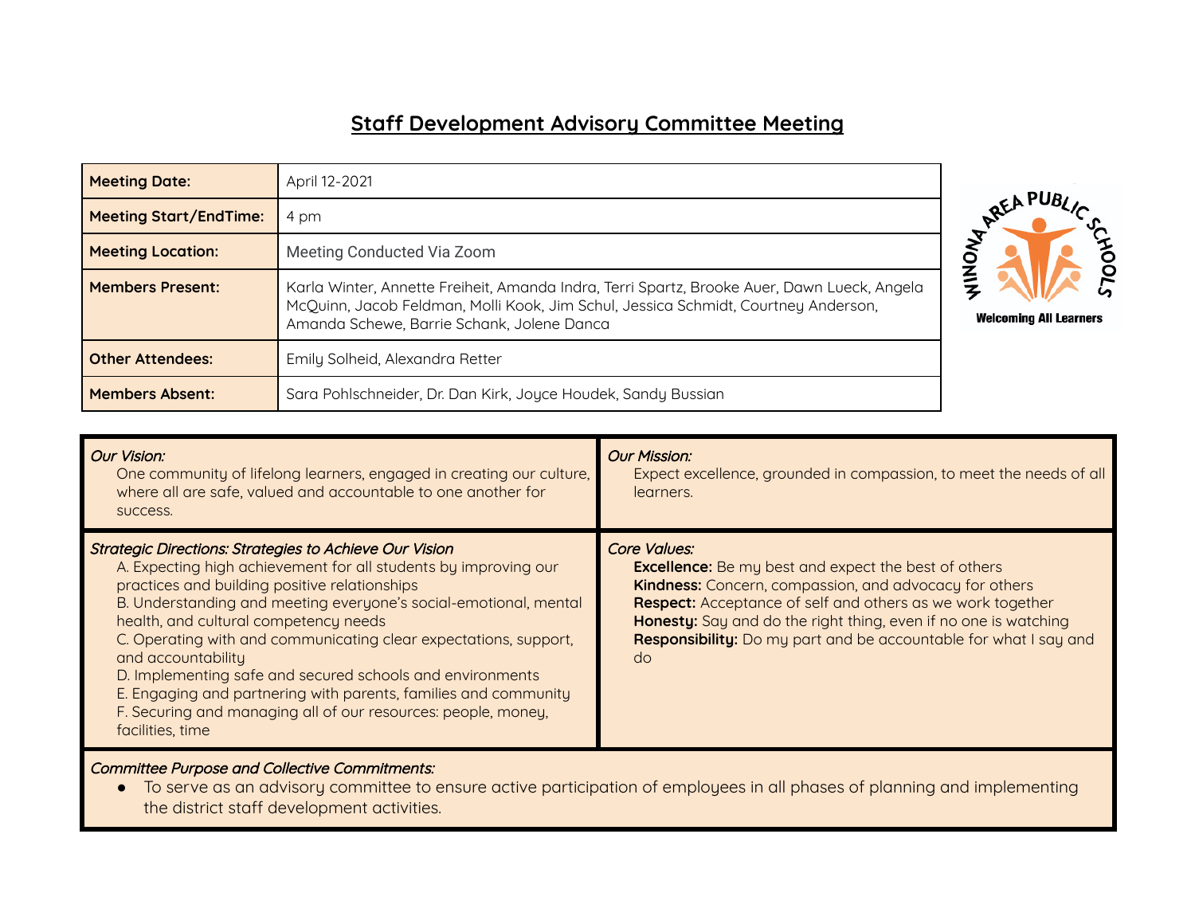# Staff Development Advisory Committee Meeting

| Meeting Date: | April 12-2021 |
|---|---|
| Meeting Start/EndTime: | 4 pm |
| Meeting Location: | Meeting Conducted Via Zoom |
| Members Present: | Karla Winter, Annette Freiheit, Amanda Indra, Terri Spartz, Brooke Auer, Dawn Lueck, Angela McQuinn, Jacob Feldman, Molli Kook, Jim Schul, Jessica Schmidt, Courtney Anderson, Amanda Schewe, Barrie Schank, Jolene Danca |
| Other Attendees: | Emily Solheid, Alexandra Retter |
| Members Absent: | Sara Pohlschneider, Dr. Dan Kirk, Joyce Houdek, Sandy Bussian |

WINONA AREA PUBLIC SCHOOLS
Welcoming All Learners

*Our Vision:*
One community of lifelong learners, engaged in creating our culture, where all are safe, valued and accountable to one another for success.

*Our Mission:*
Expect excellence, grounded in compassion, to meet the needs of all learners.

*Strategic Directions: Strategies to Achieve Our Vision*
A. Expecting high achievement for all students by improving our practices and building positive relationships
B. Understanding and meeting everyone's social-emotional, mental health, and cultural competency needs
C. Operating with and communicating clear expectations, support, and accountability
D. Implementing safe and secured schools and environments
E. Engaging and partnering with parents, families and community
F. Securing and managing all of our resources: people, money, facilities, time

*Core Values:*
**Excellence:** Be my best and expect the best of others
**Kindness:** Concern, compassion, and advocacy for others
**Respect:** Acceptance of self and others as we work together
**Honesty:** Say and do the right thing, even if no one is watching
**Responsibility:** Do my part and be accountable for what I say and do

*Committee Purpose and Collective Commitments:*
- To serve as an advisory committee to ensure active participation of employees in all phases of planning and implementing the district staff development activities.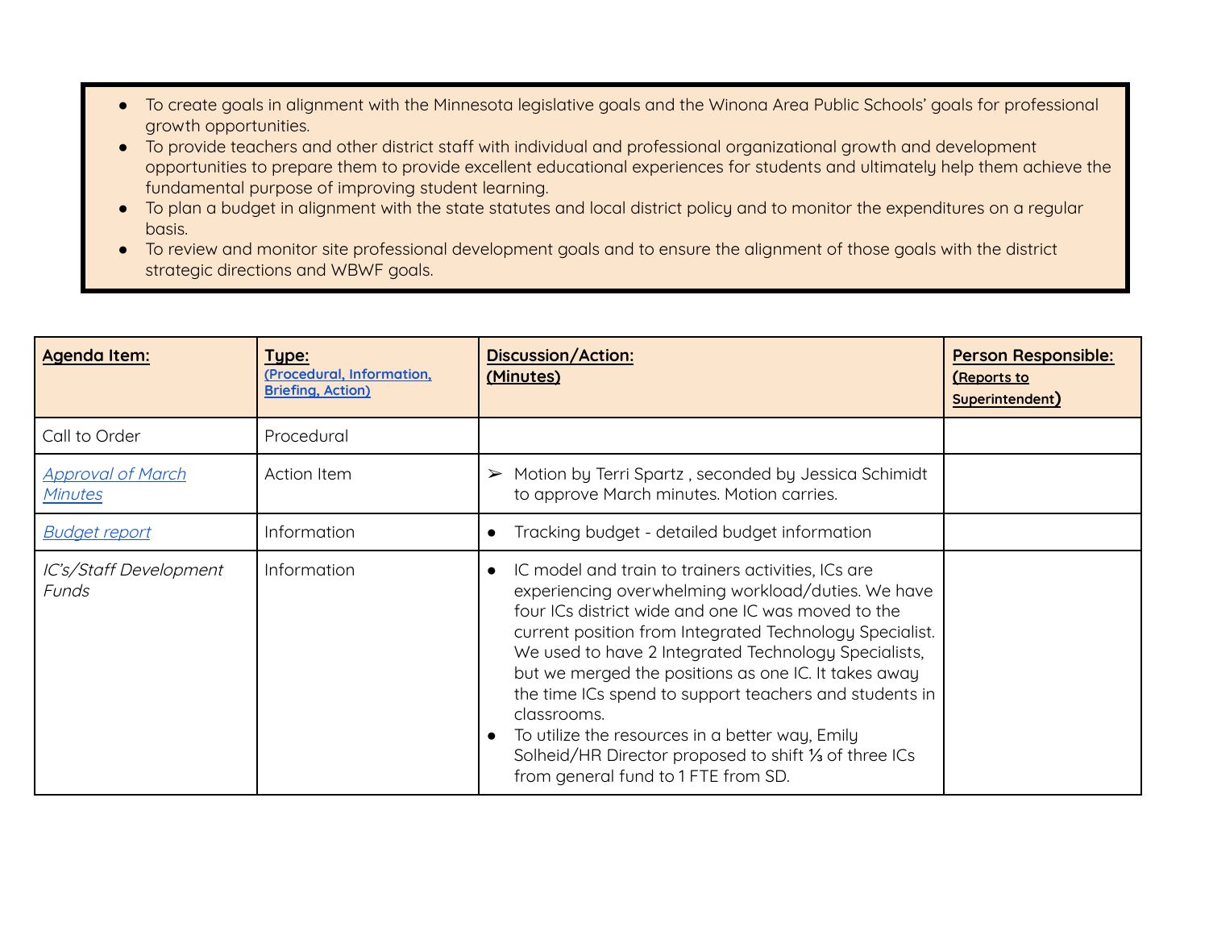- To create goals in alignment with the Minnesota legislative goals and the Winona Area Public Schools' goals for professional growth opportunities.
- To provide teachers and other district staff with individual and professional organizational growth and development opportunities to prepare them to provide excellent educational experiences for students and ultimately help them achieve the fundamental purpose of improving student learning.
- To plan a budget in alignment with the state statutes and local district policy and to monitor the expenditures on a regular basis.
- To review and monitor site professional development goals and to ensure the alignment of those goals with the district strategic directions and WBWF goals.

| **Agenda Item:** | **Type:** (Procedural, Information, Briefing, Action) | **Discussion/Action:** (Minutes) | **Person Responsible:** (Reports to Superintendent) |
|---|---|---|---|
| Call to Order | Procedural | | |
| *Approval of March Minutes* | Action Item | ➢ Motion by Terri Spartz , seconded by Jessica Schimidt to approve March minutes. Motion carries. | |
| *Budget report* | Information | • Tracking budget - detailed budget information | |
| *IC's/Staff Development Funds* | Information | • IC model and train to trainers activities, ICs are experiencing overwhelming workload/duties. We have four ICs district wide and one IC was moved to the current position from Integrated Technology Specialist. We used to have 2 Integrated Technology Specialists, but we merged the positions as one IC. It takes away the time ICs spend to support teachers and students in classrooms.<br>• To utilize the resources in a better way, Emily Solheid/HR Director proposed to shift ⅓ of three ICs from general fund to 1 FTE from SD. | |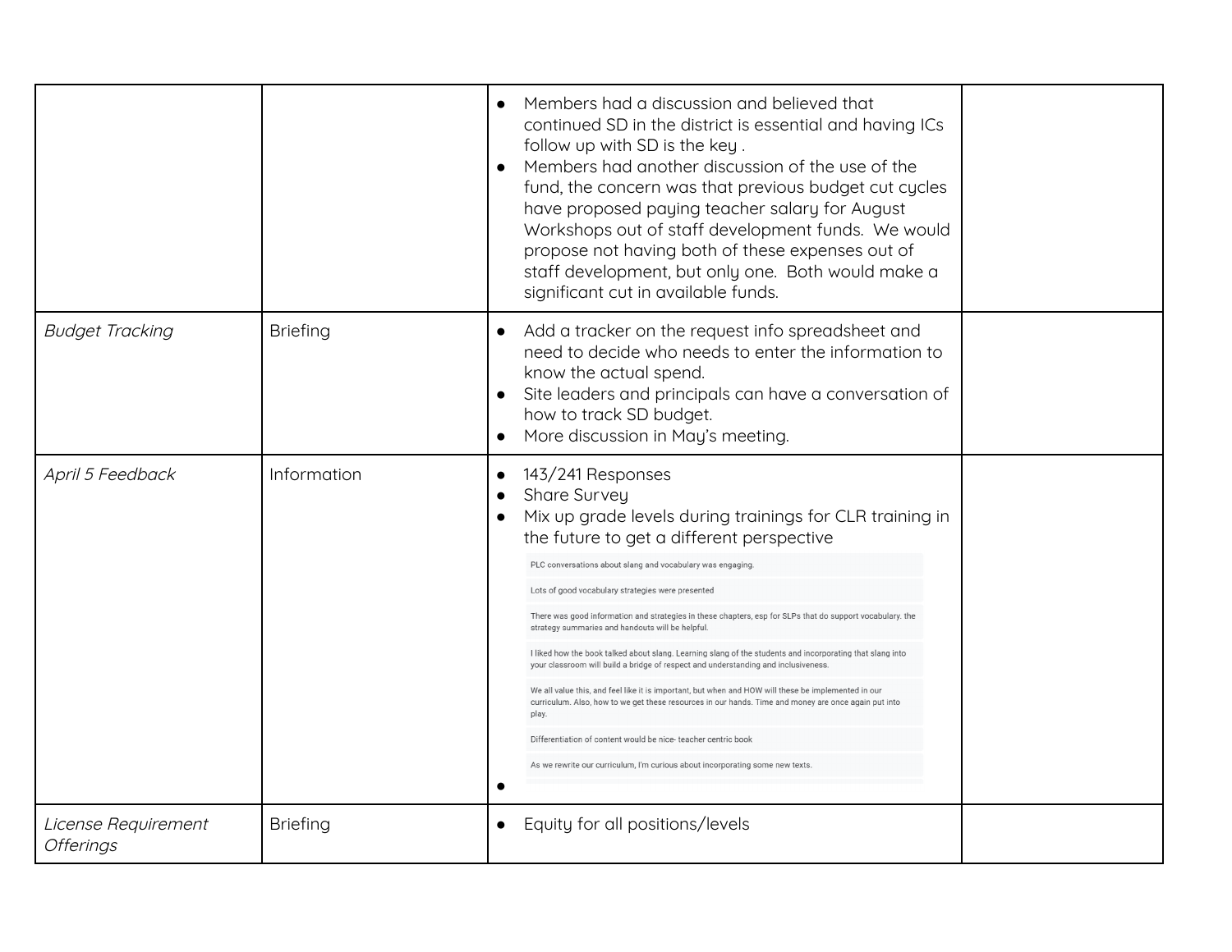| | | | |
|---|---|---|---|
| | | • Members had a discussion and believed that continued SD in the district is essential and having ICs follow up with SD is the key .<br>• Members had another discussion of the use of the fund, the concern was that previous budget cut cycles have proposed paying teacher salary for August Workshops out of staff development funds. We would propose not having both of these expenses out of staff development, but only one. Both would make a significant cut in available funds. | |
| *Budget Tracking* | Briefing | • Add a tracker on the request info spreadsheet and need to decide who needs to enter the information to know the actual spend.<br>• Site leaders and principals can have a conversation of how to track SD budget.<br>• More discussion in May's meeting. | |
| *April 5 Feedback* | Information | • 143/241 Responses<br>• Share Survey<br>• Mix up grade levels during trainings for CLR training in the future to get a different perspective<br>PLC conversations about slang and vocabulary was engaging.<br>Lots of good vocabulary strategies were presented<br>There was good information and strategies in these chapters, esp for SLPs that do support vocabulary. the strategy summaries and handouts will be helpful.<br>I liked how the book talked about slang. Learning slang of the students and incorporating that slang into your classroom will build a bridge of respect and understanding and inclusiveness.<br>We all value this, and feel like it is important, but when and HOW will these be implemented in our curriculum. Also, how to we get these resources in our hands. Time and money are once again put into play.<br>Differentiation of content would be nice- teacher centric book<br>As we rewrite our curriculum, I'm curious about incorporating some new texts.<br>• | |
| *License Requirement Offerings* | Briefing | • Equity for all positions/levels | |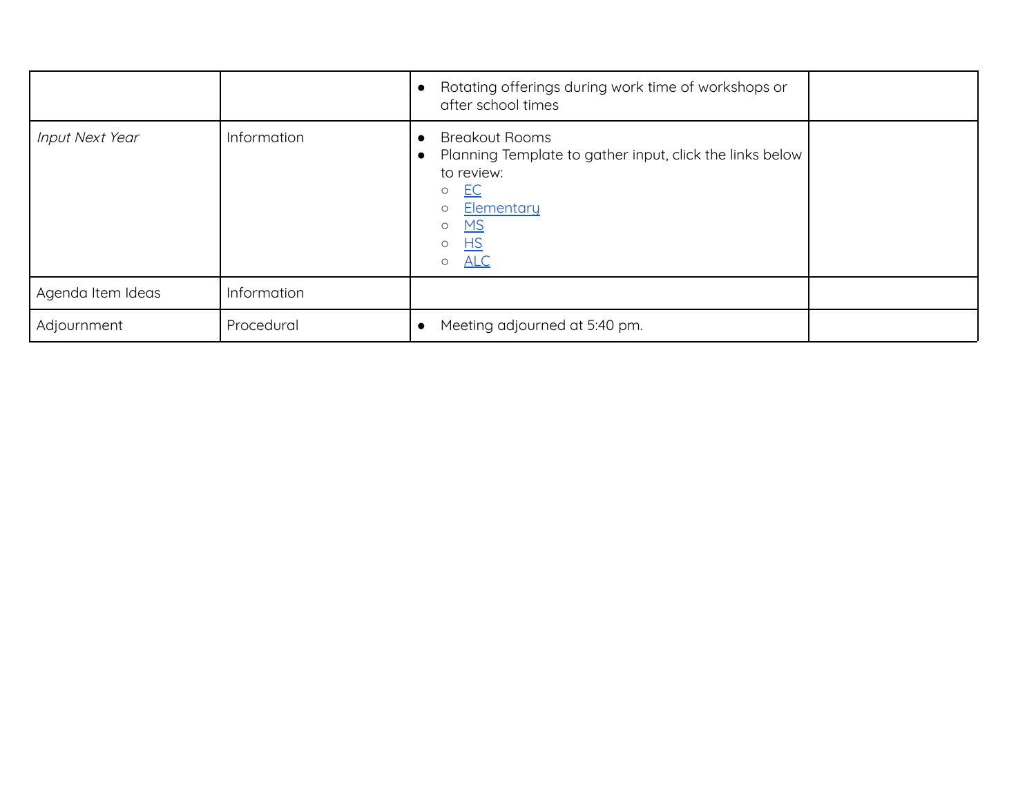| | | | |
|---|---|---|---|
| | | <ul><li>Rotating offerings during work time of workshops or after school times</li></ul> | |
| *Input Next Year* | Information | <ul><li>Breakout Rooms</li><li>Planning Template to gather input, click the links below to review:<ul><li>EC</li><li>Elementary</li><li>MS</li><li>HS</li><li>ALC</li></ul></li></ul> | |
| Agenda Item Ideas | Information | | |
| Adjournment | Procedural | <ul><li>Meeting adjourned at 5:40 pm.</li></ul> | |